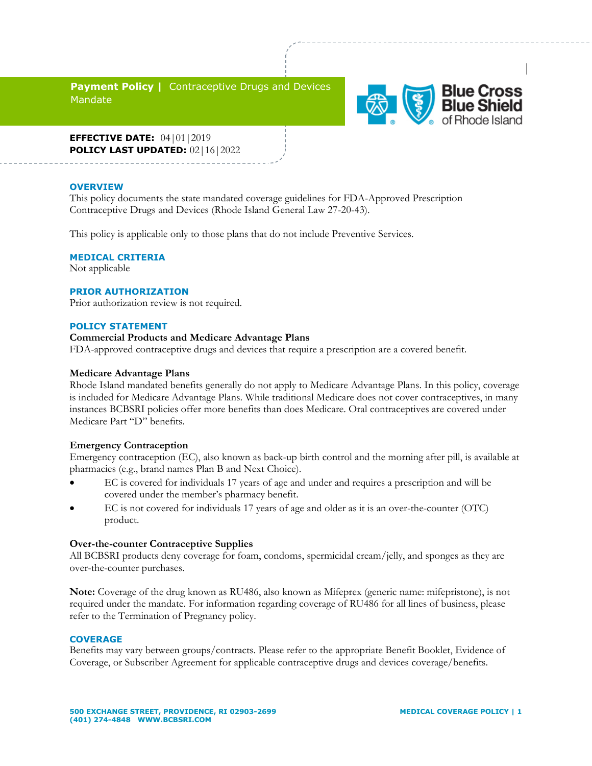# Payment Policy | Contraceptive Drugs and Devices Mandate

**EFFECTIVE DATE:** 04|01|2019
**POLICY LAST UPDATED:** 02|16|2022

## OVERVIEW

This policy documents the state mandated coverage guidelines for FDA-Approved Prescription Contraceptive Drugs and Devices (Rhode Island General Law 27-20-43).

This policy is applicable only to those plans that do not include Preventive Services.

## MEDICAL CRITERIA

Not applicable

## PRIOR AUTHORIZATION

Prior authorization review is not required.

## POLICY STATEMENT

**Commercial Products and Medicare Advantage Plans**

FDA-approved contraceptive drugs and devices that require a prescription are a covered benefit.

**Medicare Advantage Plans**

Rhode Island mandated benefits generally do not apply to Medicare Advantage Plans. In this policy, coverage is included for Medicare Advantage Plans. While traditional Medicare does not cover contraceptives, in many instances BCBSRI policies offer more benefits than does Medicare. Oral contraceptives are covered under Medicare Part "D" benefits.

**Emergency Contraception**

Emergency contraception (EC), also known as back-up birth control and the morning after pill, is available at pharmacies (e.g., brand names Plan B and Next Choice).

- EC is covered for individuals 17 years of age and under and requires a prescription and will be covered under the member's pharmacy benefit.
- EC is not covered for individuals 17 years of age and older as it is an over-the-counter (OTC) product.

**Over-the-counter Contraceptive Supplies**

All BCBSRI products deny coverage for foam, condoms, spermicidal cream/jelly, and sponges as they are over-the-counter purchases.

**Note:** Coverage of the drug known as RU486, also known as Mifeprex (generic name: mifepristone), is not required under the mandate. For information regarding coverage of RU486 for all lines of business, please refer to the Termination of Pregnancy policy.

## COVERAGE

Benefits may vary between groups/contracts. Please refer to the appropriate Benefit Booklet, Evidence of Coverage, or Subscriber Agreement for applicable contraceptive drugs and devices coverage/benefits.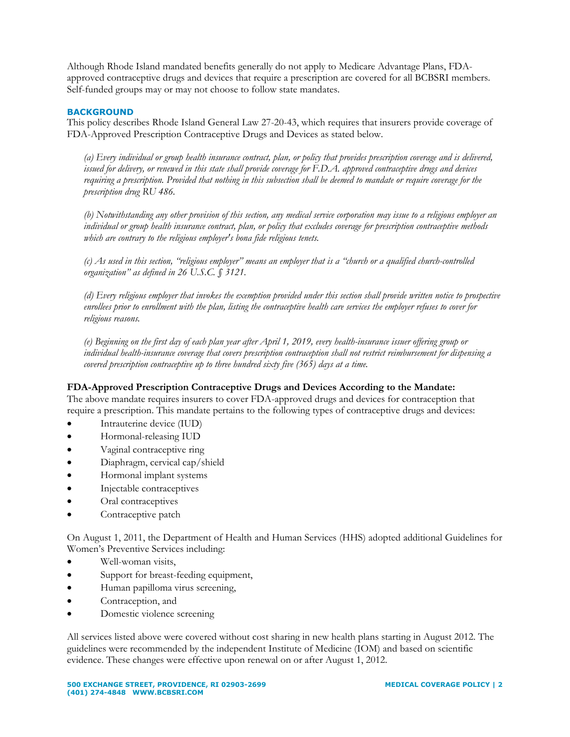Although Rhode Island mandated benefits generally do not apply to Medicare Advantage Plans, FDA-approved contraceptive drugs and devices that require a prescription are covered for all BCBSRI members. Self-funded groups may or may not choose to follow state mandates.

## BACKGROUND

This policy describes Rhode Island General Law 27-20-43, which requires that insurers provide coverage of FDA-Approved Prescription Contraceptive Drugs and Devices as stated below.

> *(a) Every individual or group health insurance contract, plan, or policy that provides prescription coverage and is delivered, issued for delivery, or renewed in this state shall provide coverage for F.D.A. approved contraceptive drugs and devices requiring a prescription. Provided that nothing in this subsection shall be deemed to mandate or require coverage for the prescription drug RU 486.*
>
> *(b) Notwithstanding any other provision of this section, any medical service corporation may issue to a religious employer an individual or group health insurance contract, plan, or policy that excludes coverage for prescription contraceptive methods which are contrary to the religious employer's bona fide religious tenets.*
>
> *(c) As used in this section, "religious employer" means an employer that is a "church or a qualified church-controlled organization" as defined in 26 U.S.C. § 3121.*
>
> *(d) Every religious employer that invokes the exemption provided under this section shall provide written notice to prospective enrollees prior to enrollment with the plan, listing the contraceptive health care services the employer refuses to cover for religious reasons.*
>
> *(e) Beginning on the first day of each plan year after April 1, 2019, every health-insurance issuer offering group or individual health-insurance coverage that covers prescription contraception shall not restrict reimbursement for dispensing a covered prescription contraceptive up to three hundred sixty five (365) days at a time.*

**FDA-Approved Prescription Contraceptive Drugs and Devices According to the Mandate:**

The above mandate requires insurers to cover FDA-approved drugs and devices for contraception that require a prescription. This mandate pertains to the following types of contraceptive drugs and devices:

- Intrauterine device (IUD)
- Hormonal-releasing IUD
- Vaginal contraceptive ring
- Diaphragm, cervical cap/shield
- Hormonal implant systems
- Injectable contraceptives
- Oral contraceptives
- Contraceptive patch

On August 1, 2011, the Department of Health and Human Services (HHS) adopted additional Guidelines for Women's Preventive Services including:

- Well-woman visits,
- Support for breast-feeding equipment,
- Human papilloma virus screening,
- Contraception, and
- Domestic violence screening

All services listed above were covered without cost sharing in new health plans starting in August 2012. The guidelines were recommended by the independent Institute of Medicine (IOM) and based on scientific evidence. These changes were effective upon renewal on or after August 1, 2012.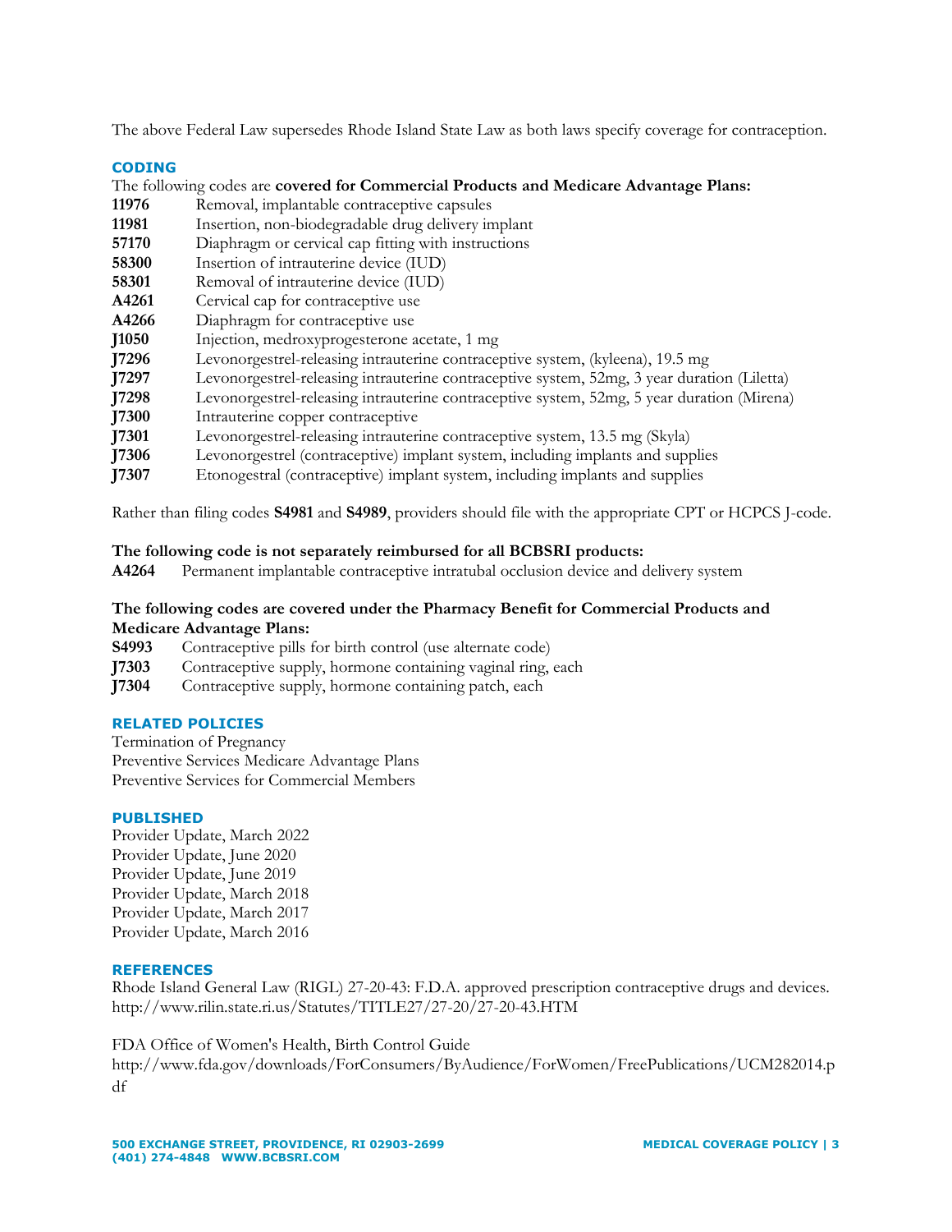The above Federal Law supersedes Rhode Island State Law as both laws specify coverage for contraception.

## CODING

The following codes are **covered for Commercial Products and Medicare Advantage Plans:**

| | |
|---|---|
| **11976** | Removal, implantable contraceptive capsules |
| **11981** | Insertion, non-biodegradable drug delivery implant |
| **57170** | Diaphragm or cervical cap fitting with instructions |
| **58300** | Insertion of intrauterine device (IUD) |
| **58301** | Removal of intrauterine device (IUD) |
| **A4261** | Cervical cap for contraceptive use |
| **A4266** | Diaphragm for contraceptive use |
| **J1050** | Injection, medroxyprogesterone acetate, 1 mg |
| **J7296** | Levonorgestrel-releasing intrauterine contraceptive system, (kyleena), 19.5 mg |
| **J7297** | Levonorgestrel-releasing intrauterine contraceptive system, 52mg, 3 year duration (Liletta) |
| **J7298** | Levonorgestrel-releasing intrauterine contraceptive system, 52mg, 5 year duration (Mirena) |
| **J7300** | Intrauterine copper contraceptive |
| **J7301** | Levonorgestrel-releasing intrauterine contraceptive system, 13.5 mg (Skyla) |
| **J7306** | Levonorgestrel (contraceptive) implant system, including implants and supplies |
| **J7307** | Etonogestral (contraceptive) implant system, including implants and supplies |

Rather than filing codes **S4981** and **S4989**, providers should file with the appropriate CPT or HCPCS J-code.

**The following code is not separately reimbursed for all BCBSRI products:**

| | |
|---|---|
| **A4264** | Permanent implantable contraceptive intratubal occlusion device and delivery system |

**The following codes are covered under the Pharmacy Benefit for Commercial Products and Medicare Advantage Plans:**

| | |
|---|---|
| **S4993** | Contraceptive pills for birth control (use alternate code) |
| **J7303** | Contraceptive supply, hormone containing vaginal ring, each |
| **J7304** | Contraceptive supply, hormone containing patch, each |

## RELATED POLICIES

Termination of Pregnancy
Preventive Services Medicare Advantage Plans
Preventive Services for Commercial Members

## PUBLISHED

Provider Update, March 2022
Provider Update, June 2020
Provider Update, June 2019
Provider Update, March 2018
Provider Update, March 2017
Provider Update, March 2016

## REFERENCES

Rhode Island General Law (RIGL) 27-20-43: F.D.A. approved prescription contraceptive drugs and devices. http://www.rilin.state.ri.us/Statutes/TITLE27/27-20/27-20-43.HTM

FDA Office of Women's Health, Birth Control Guide
http://www.fda.gov/downloads/ForConsumers/ByAudience/ForWomen/FreePublications/UCM282014.pdf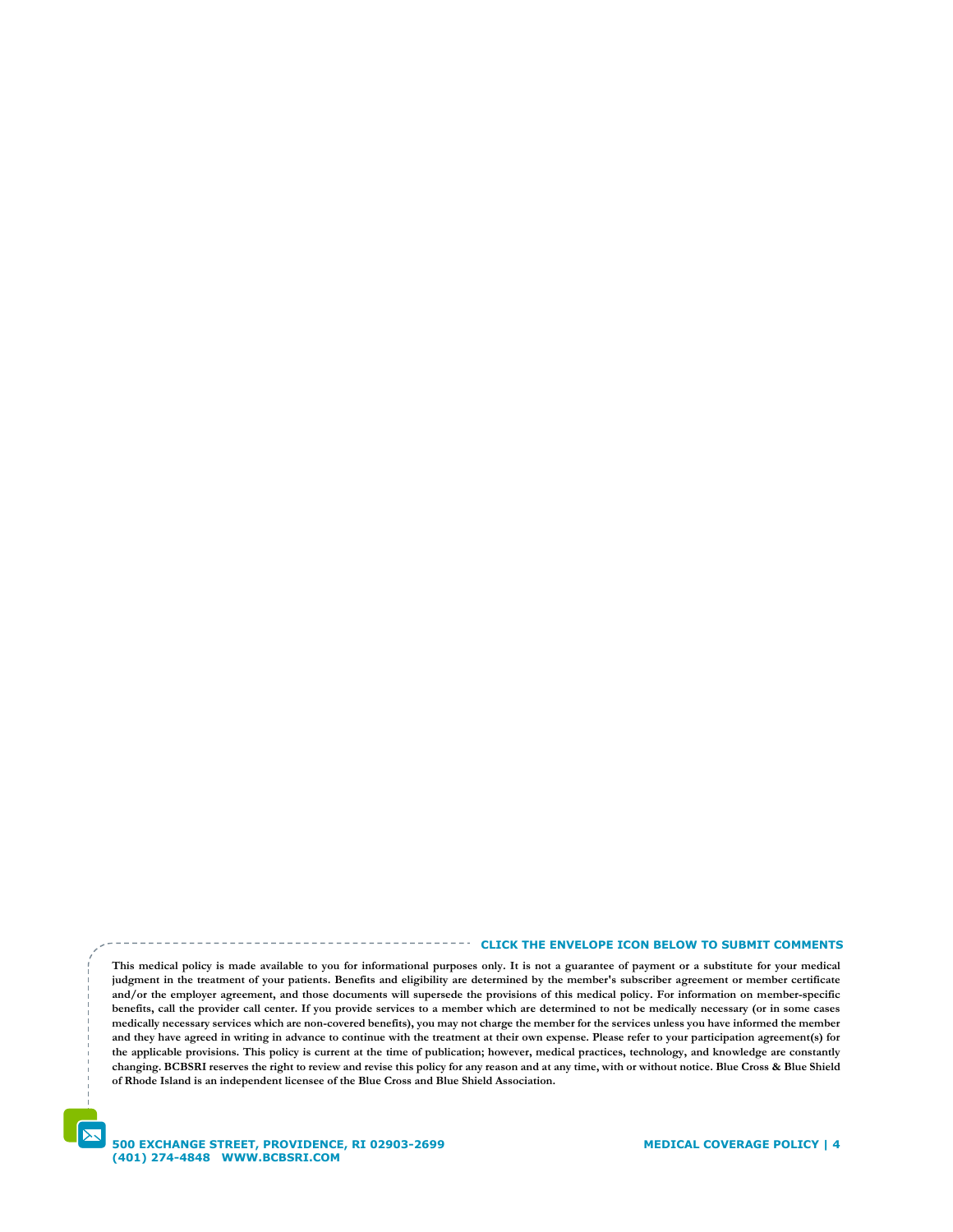**CLICK THE ENVELOPE ICON BELOW TO SUBMIT COMMENTS**

**This medical policy is made available to you for informational purposes only. It is not a guarantee of payment or a substitute for your medical judgment in the treatment of your patients. Benefits and eligibility are determined by the member's subscriber agreement or member certificate and/or the employer agreement, and those documents will supersede the provisions of this medical policy. For information on member-specific benefits, call the provider call center. If you provide services to a member which are determined to not be medically necessary (or in some cases medically necessary services which are non-covered benefits), you may not charge the member for the services unless you have informed the member and they have agreed in writing in advance to continue with the treatment at their own expense. Please refer to your participation agreement(s) for the applicable provisions. This policy is current at the time of publication; however, medical practices, technology, and knowledge are constantly changing. BCBSRI reserves the right to review and revise this policy for any reason and at any time, with or without notice. Blue Cross & Blue Shield of Rhode Island is an independent licensee of the Blue Cross and Blue Shield Association.**

**500 EXCHANGE STREET, PROVIDENCE, RI 02903-2699**
**(401) 274-4848 WWW.BCBSRI.COM**